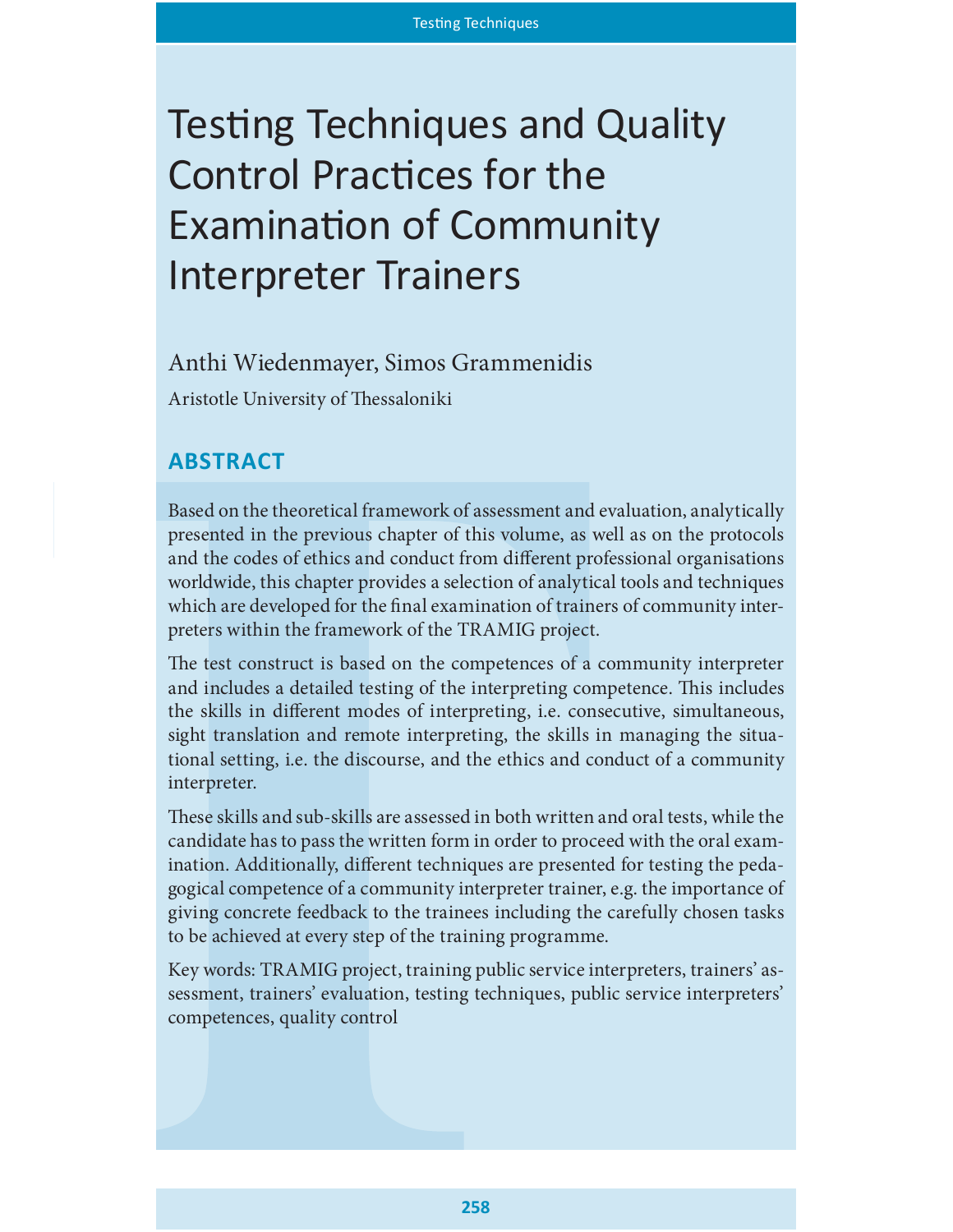# Testing Techniques and Quality Control Practices for the Examination of Community Interpreter Trainers

Anthi Wiedenmayer, Simos Grammenidis

Aristotle University of Thessaloniki

## ABSTRACT

Based on the theoretical framework of assessment and evaluation, analytically presented in the previous chapter of this volume, as well as on the protocols and the codes of ethics and conduct from different professional organisations worldwide, this chapter provides a selection of analytical tools and techniques which are developed for the final examination of trainers of community interpreters within the framework of the TRAMIG project.

The test construct is based on the competences of a community interpreter and includes a detailed testing of the interpreting competence. This includes the skills in different modes of interpreting, i.e. consecutive, simultaneous, sight translation and remote interpreting, the skills in managing the situational setting, i.e. the discourse, and the ethics and conduct of a community interpreter.

These skills and sub-skills are assessed in both written and oral tests, while the candidate has to pass the written form in order to proceed with the oral examination. Additionally, different techniques are presented for testing the pedagogical competence of a community interpreter trainer, e.g. the importance of giving concrete feedback to the trainees including the carefully chosen tasks to be achieved at every step of the training programme.

Key words: TRAMIG project, training public service interpreters, trainers' assessment, trainers' evaluation, testing techniques, public service interpreters' competences, quality control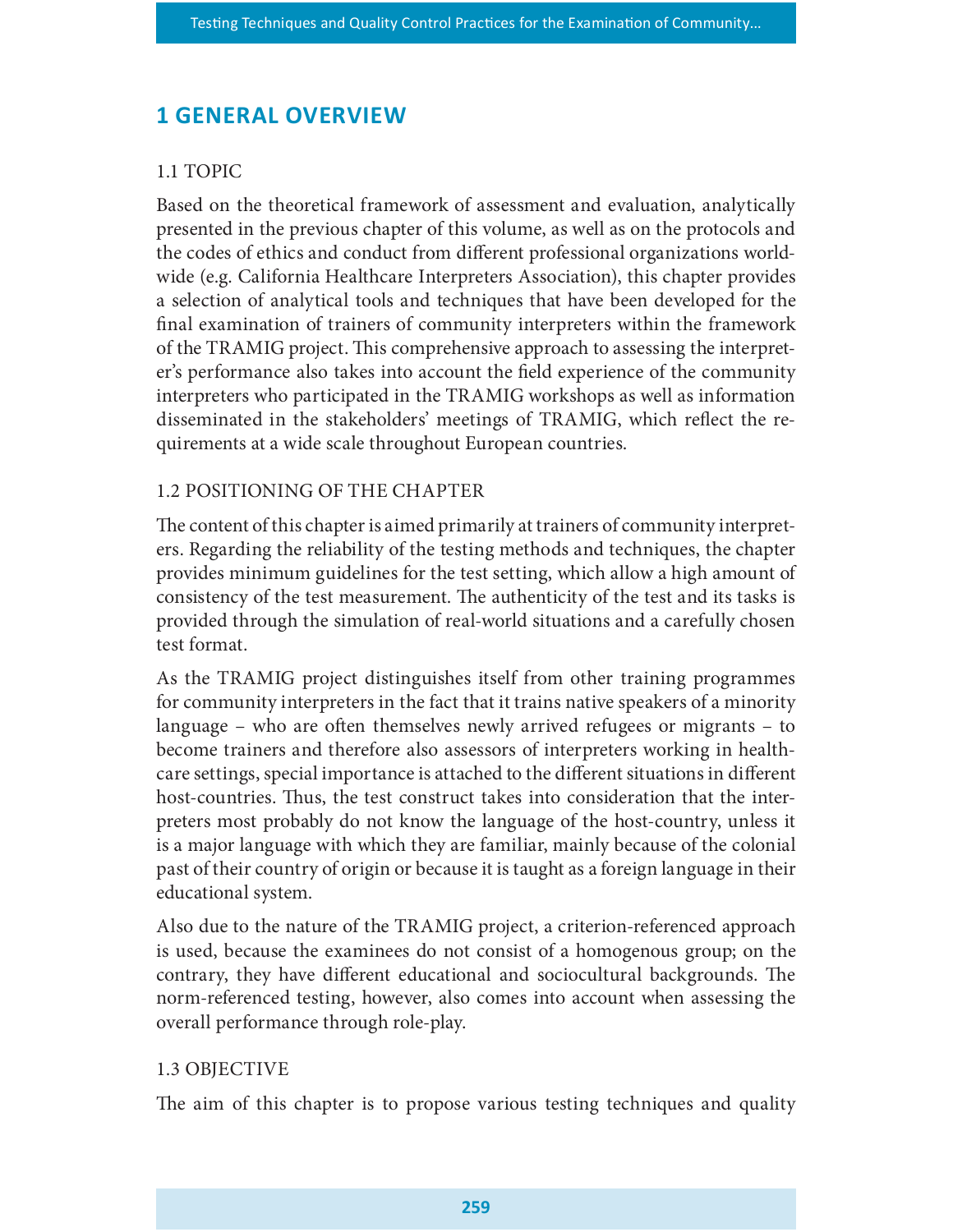# 1 GENERAL OVERVIEW

## 1.1 TOPIC

Based on the theoretical framework of assessment and evaluation, analytically presented in the previous chapter of this volume, as well as on the protocols and the codes of ethics and conduct from different professional organizations worldwide (e.g. California Healthcare Interpreters Association), this chapter provides a selection of analytical tools and techniques that have been developed for the final examination of trainers of community interpreters within the framework of the TRAMIG project. This comprehensive approach to assessing the interpreter's performance also takes into account the field experience of the community interpreters who participated in the TRAMIG workshops as well as information disseminated in the stakeholders' meetings of TRAMIG, which reflect the requirements at a wide scale throughout European countries.

## 1.2 POSITIONING OF THE CHAPTER

The content of this chapter is aimed primarily at trainers of community interpreters. Regarding the reliability of the testing methods and techniques, the chapter provides minimum guidelines for the test setting, which allow a high amount of consistency of the test measurement. The authenticity of the test and its tasks is provided through the simulation of real-world situations and a carefully chosen test format.

As the TRAMIG project distinguishes itself from other training programmes for community interpreters in the fact that it trains native speakers of a minority language – who are often themselves newly arrived refugees or migrants – to become trainers and therefore also assessors of interpreters working in healthcare settings, special importance is attached to the different situations in different host-countries. Thus, the test construct takes into consideration that the interpreters most probably do not know the language of the host-country, unless it is a major language with which they are familiar, mainly because of the colonial past of their country of origin or because it is taught as a foreign language in their educational system.

Also due to the nature of the TRAMIG project, a criterion-referenced approach is used, because the examinees do not consist of a homogenous group; on the contrary, they have different educational and sociocultural backgrounds. The norm-referenced testing, however, also comes into account when assessing the overall performance through role-play.

## 1.3 OBJECTIVE

The aim of this chapter is to propose various testing techniques and quality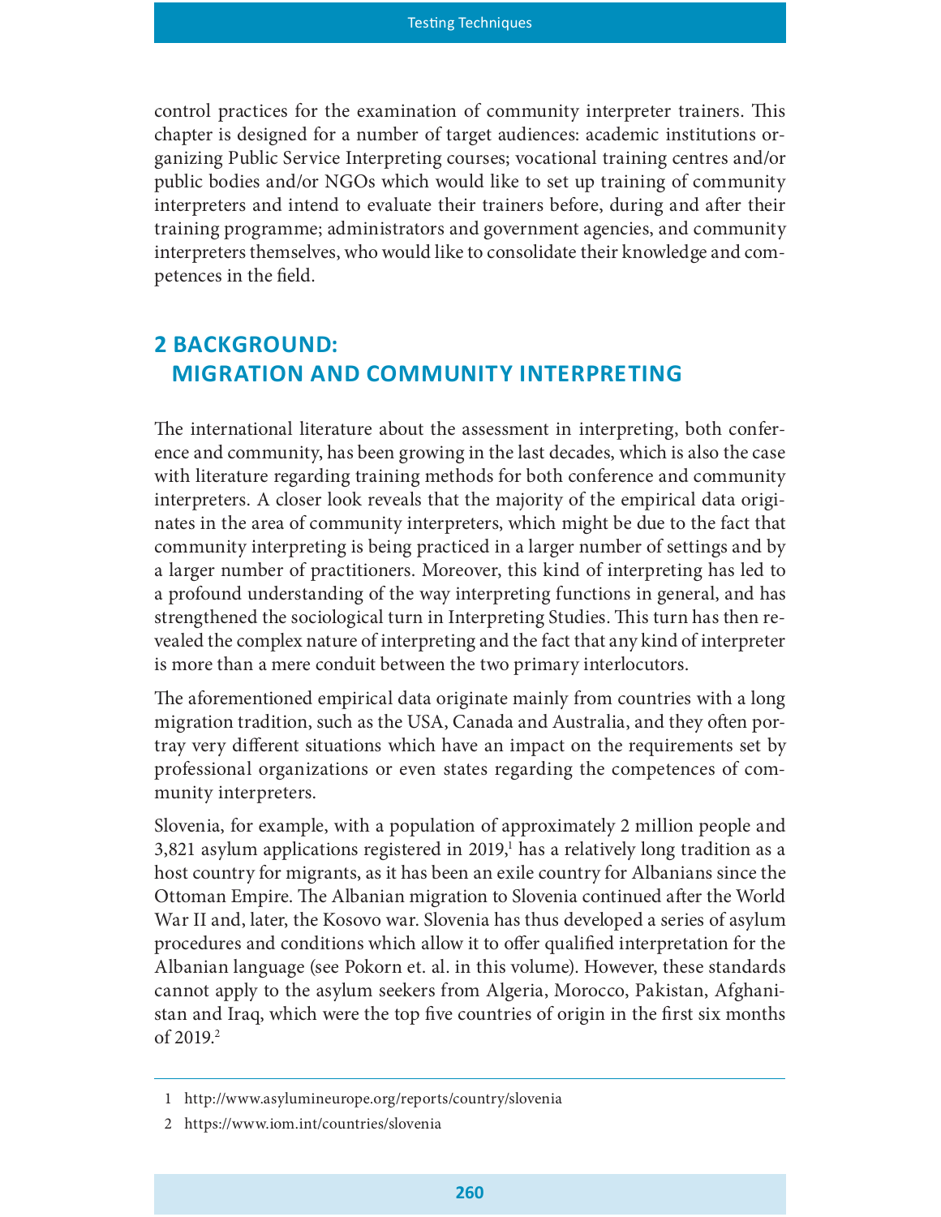control practices for the examination of community interpreter trainers. This chapter is designed for a number of target audiences: academic institutions organizing Public Service Interpreting courses; vocational training centres and/or public bodies and/or NGOs which would like to set up training of community interpreters and intend to evaluate their trainers before, during and after their training programme; administrators and government agencies, and community interpreters themselves, who would like to consolidate their knowledge and competences in the field.

## 2 BACKGROUND: MIGRATION AND COMMUNITY INTERPRETING

The international literature about the assessment in interpreting, both conference and community, has been growing in the last decades, which is also the case with literature regarding training methods for both conference and community interpreters. A closer look reveals that the majority of the empirical data originates in the area of community interpreters, which might be due to the fact that community interpreting is being practiced in a larger number of settings and by a larger number of practitioners. Moreover, this kind of interpreting has led to a profound understanding of the way interpreting functions in general, and has strengthened the sociological turn in Interpreting Studies. This turn has then revealed the complex nature of interpreting and the fact that any kind of interpreter is more than a mere conduit between the two primary interlocutors.

The aforementioned empirical data originate mainly from countries with a long migration tradition, such as the USA, Canada and Australia, and they often portray very different situations which have an impact on the requirements set by professional organizations or even states regarding the competences of community interpreters.

Slovenia, for example, with a population of approximately 2 million people and 3,821 asylum applications registered in 2019,[1] has a relatively long tradition as a host country for migrants, as it has been an exile country for Albanians since the Ottoman Empire. The Albanian migration to Slovenia continued after the World War II and, later, the Kosovo war. Slovenia has thus developed a series of asylum procedures and conditions which allow it to offer qualified interpretation for the Albanian language (see Pokorn et. al. in this volume). However, these standards cannot apply to the asylum seekers from Algeria, Morocco, Pakistan, Afghanistan and Iraq, which were the top five countries of origin in the first six months of 2019.[2]

1 http://www.asylumineurope.org/reports/country/slovenia

2 https://www.iom.int/countries/slovenia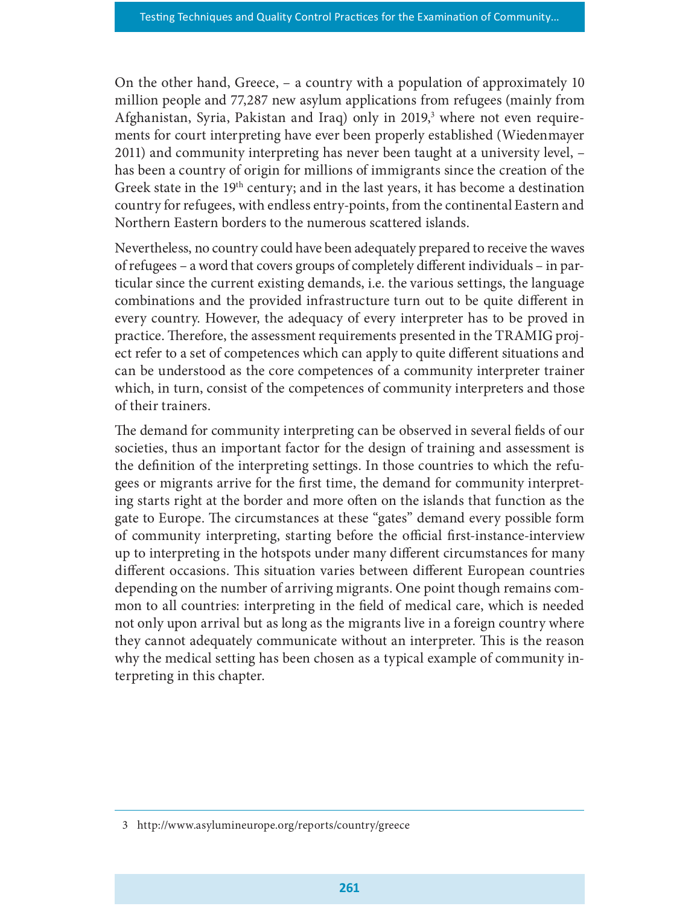On the other hand, Greece, – a country with a population of approximately 10 million people and 77,287 new asylum applications from refugees (mainly from Afghanistan, Syria, Pakistan and Iraq) only in 2019,[3] where not even requirements for court interpreting have ever been properly established (Wiedenmayer 2011) and community interpreting has never been taught at a university level, – has been a country of origin for millions of immigrants since the creation of the Greek state in the 19th century; and in the last years, it has become a destination country for refugees, with endless entry-points, from the continental Eastern and Northern Eastern borders to the numerous scattered islands.

Nevertheless, no country could have been adequately prepared to receive the waves of refugees – a word that covers groups of completely different individuals – in particular since the current existing demands, i.e. the various settings, the language combinations and the provided infrastructure turn out to be quite different in every country. However, the adequacy of every interpreter has to be proved in practice. Therefore, the assessment requirements presented in the TRAMIG project refer to a set of competences which can apply to quite different situations and can be understood as the core competences of a community interpreter trainer which, in turn, consist of the competences of community interpreters and those of their trainers.

The demand for community interpreting can be observed in several fields of our societies, thus an important factor for the design of training and assessment is the definition of the interpreting settings. In those countries to which the refugees or migrants arrive for the first time, the demand for community interpreting starts right at the border and more often on the islands that function as the gate to Europe. The circumstances at these "gates" demand every possible form of community interpreting, starting before the official first-instance-interview up to interpreting in the hotspots under many different circumstances for many different occasions. This situation varies between different European countries depending on the number of arriving migrants. One point though remains common to all countries: interpreting in the field of medical care, which is needed not only upon arrival but as long as the migrants live in a foreign country where they cannot adequately communicate without an interpreter. This is the reason why the medical setting has been chosen as a typical example of community interpreting in this chapter.

3 http://www.asylumineurope.org/reports/country/greece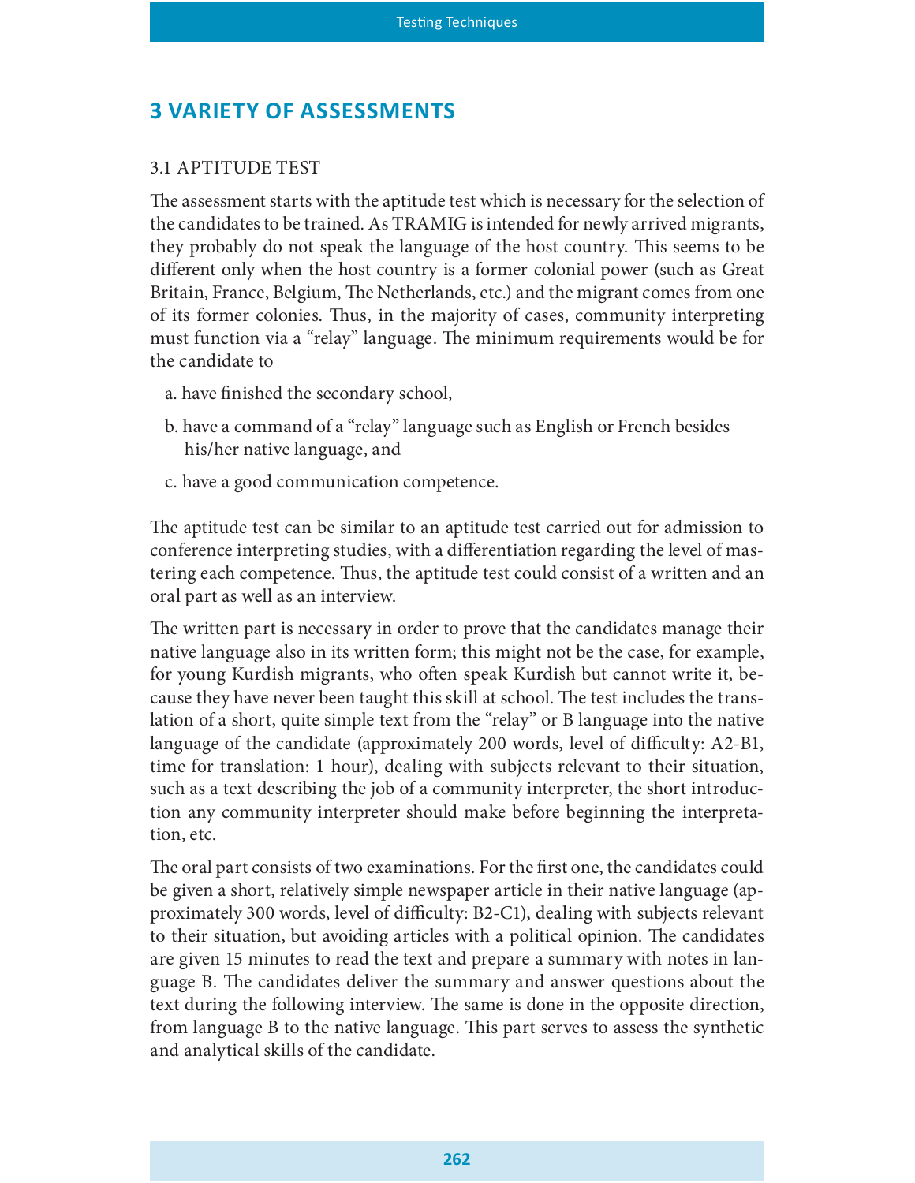# 3 VARIETY OF ASSESSMENTS

## 3.1 APTITUDE TEST

The assessment starts with the aptitude test which is necessary for the selection of the candidates to be trained. As TRAMIG is intended for newly arrived migrants, they probably do not speak the language of the host country. This seems to be different only when the host country is a former colonial power (such as Great Britain, France, Belgium, The Netherlands, etc.) and the migrant comes from one of its former colonies. Thus, in the majority of cases, community interpreting must function via a "relay" language. The minimum requirements would be for the candidate to

a. have finished the secondary school,

b. have a command of a "relay" language such as English or French besides his/her native language, and

c. have a good communication competence.

The aptitude test can be similar to an aptitude test carried out for admission to conference interpreting studies, with a differentiation regarding the level of mastering each competence. Thus, the aptitude test could consist of a written and an oral part as well as an interview.

The written part is necessary in order to prove that the candidates manage their native language also in its written form; this might not be the case, for example, for young Kurdish migrants, who often speak Kurdish but cannot write it, because they have never been taught this skill at school. The test includes the translation of a short, quite simple text from the "relay" or B language into the native language of the candidate (approximately 200 words, level of difficulty: A2-B1, time for translation: 1 hour), dealing with subjects relevant to their situation, such as a text describing the job of a community interpreter, the short introduction any community interpreter should make before beginning the interpretation, etc.

The oral part consists of two examinations. For the first one, the candidates could be given a short, relatively simple newspaper article in their native language (approximately 300 words, level of difficulty: B2-C1), dealing with subjects relevant to their situation, but avoiding articles with a political opinion. The candidates are given 15 minutes to read the text and prepare a summary with notes in language B. The candidates deliver the summary and answer questions about the text during the following interview. The same is done in the opposite direction, from language B to the native language. This part serves to assess the synthetic and analytical skills of the candidate.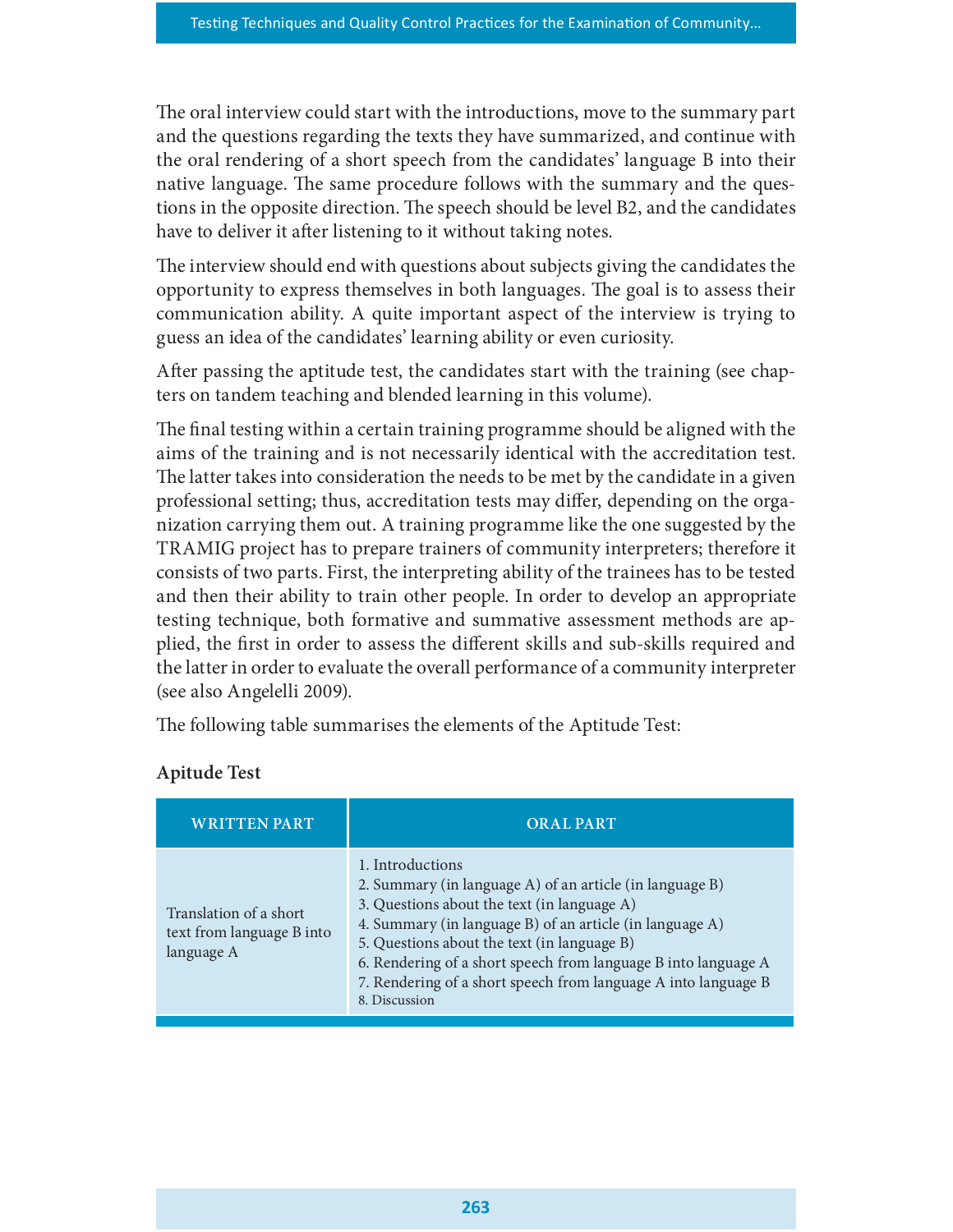The oral interview could start with the introductions, move to the summary part and the questions regarding the texts they have summarized, and continue with the oral rendering of a short speech from the candidates' language B into their native language. The same procedure follows with the summary and the questions in the opposite direction. The speech should be level B2, and the candidates have to deliver it after listening to it without taking notes.

The interview should end with questions about subjects giving the candidates the opportunity to express themselves in both languages. The goal is to assess their communication ability. A quite important aspect of the interview is trying to guess an idea of the candidates' learning ability or even curiosity.

After passing the aptitude test, the candidates start with the training (see chapters on tandem teaching and blended learning in this volume).

The final testing within a certain training programme should be aligned with the aims of the training and is not necessarily identical with the accreditation test. The latter takes into consideration the needs to be met by the candidate in a given professional setting; thus, accreditation tests may differ, depending on the organization carrying them out. A training programme like the one suggested by the TRAMIG project has to prepare trainers of community interpreters; therefore it consists of two parts. First, the interpreting ability of the trainees has to be tested and then their ability to train other people. In order to develop an appropriate testing technique, both formative and summative assessment methods are applied, the first in order to assess the different skills and sub-skills required and the latter in order to evaluate the overall performance of a community interpreter (see also Angelelli 2009).

The following table summarises the elements of the Aptitude Test:

**Apitude Test**

| WRITTEN PART | ORAL PART |
|---|---|
| Translation of a short text from language B into language A | 1. Introductions<br>2. Summary (in language A) of an article (in language B)<br>3. Questions about the text (in language A)<br>4. Summary (in language B) of an article (in language A)<br>5. Questions about the text (in language B)<br>6. Rendering of a short speech from language B into language A<br>7. Rendering of a short speech from language A into language B<br>8. Discussion |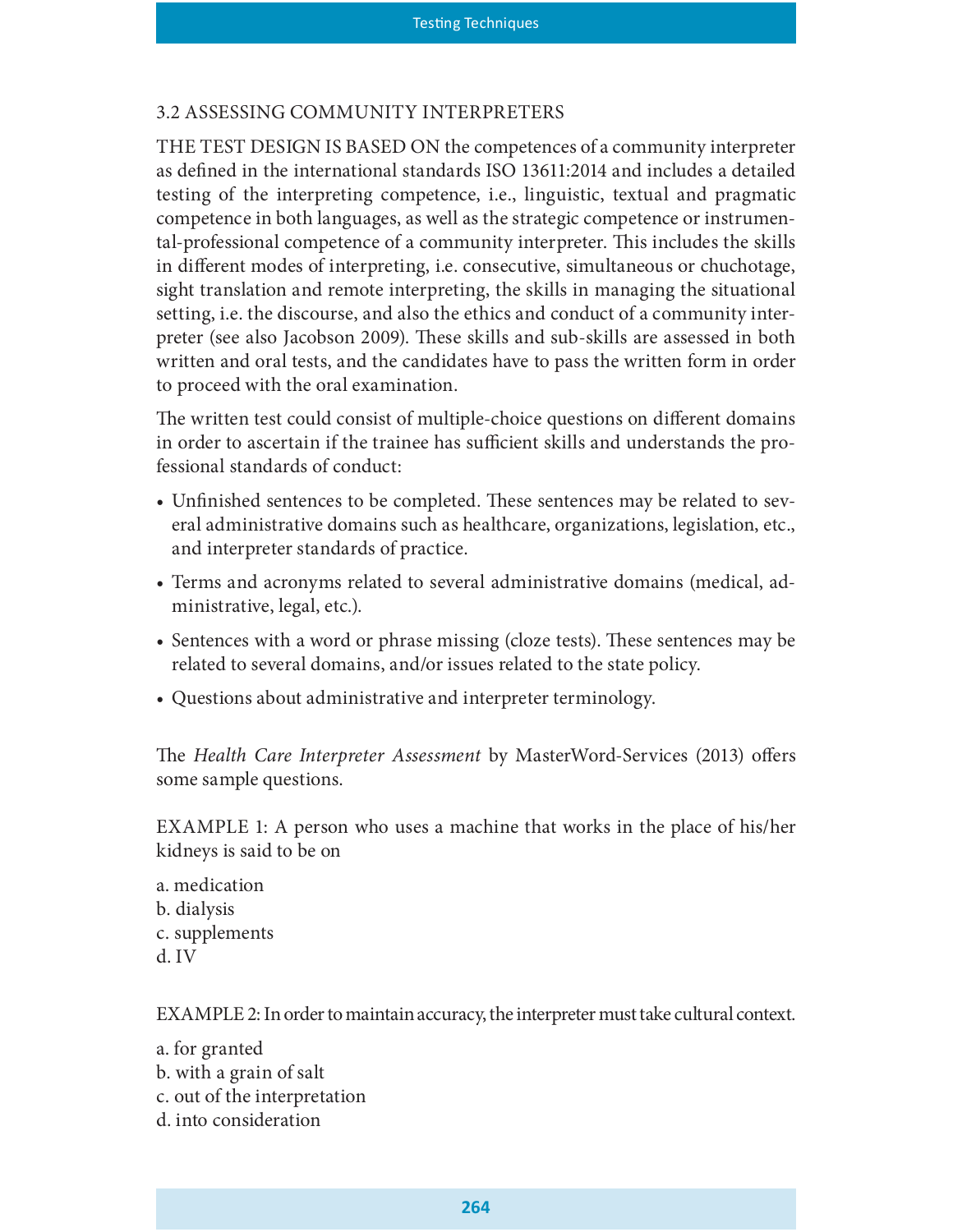## 3.2 ASSESSING COMMUNITY INTERPRETERS

THE TEST DESIGN IS BASED ON the competences of a community interpreter as defined in the international standards ISO 13611:2014 and includes a detailed testing of the interpreting competence, i.e., linguistic, textual and pragmatic competence in both languages, as well as the strategic competence or instrumental-professional competence of a community interpreter. This includes the skills in different modes of interpreting, i.e. consecutive, simultaneous or chuchotage, sight translation and remote interpreting, the skills in managing the situational setting, i.e. the discourse, and also the ethics and conduct of a community interpreter (see also Jacobson 2009). These skills and sub-skills are assessed in both written and oral tests, and the candidates have to pass the written form in order to proceed with the oral examination.

The written test could consist of multiple-choice questions on different domains in order to ascertain if the trainee has sufficient skills and understands the professional standards of conduct:

- Unfinished sentences to be completed. These sentences may be related to several administrative domains such as healthcare, organizations, legislation, etc., and interpreter standards of practice.
- Terms and acronyms related to several administrative domains (medical, administrative, legal, etc.).
- Sentences with a word or phrase missing (cloze tests). These sentences may be related to several domains, and/or issues related to the state policy.
- Questions about administrative and interpreter terminology.

The *Health Care Interpreter Assessment* by MasterWord-Services (2013) offers some sample questions.

EXAMPLE 1: A person who uses a machine that works in the place of his/her kidneys is said to be on

a. medication
b. dialysis
c. supplements
d. IV

EXAMPLE 2: In order to maintain accuracy, the interpreter must take cultural context.

a. for granted
b. with a grain of salt
c. out of the interpretation
d. into consideration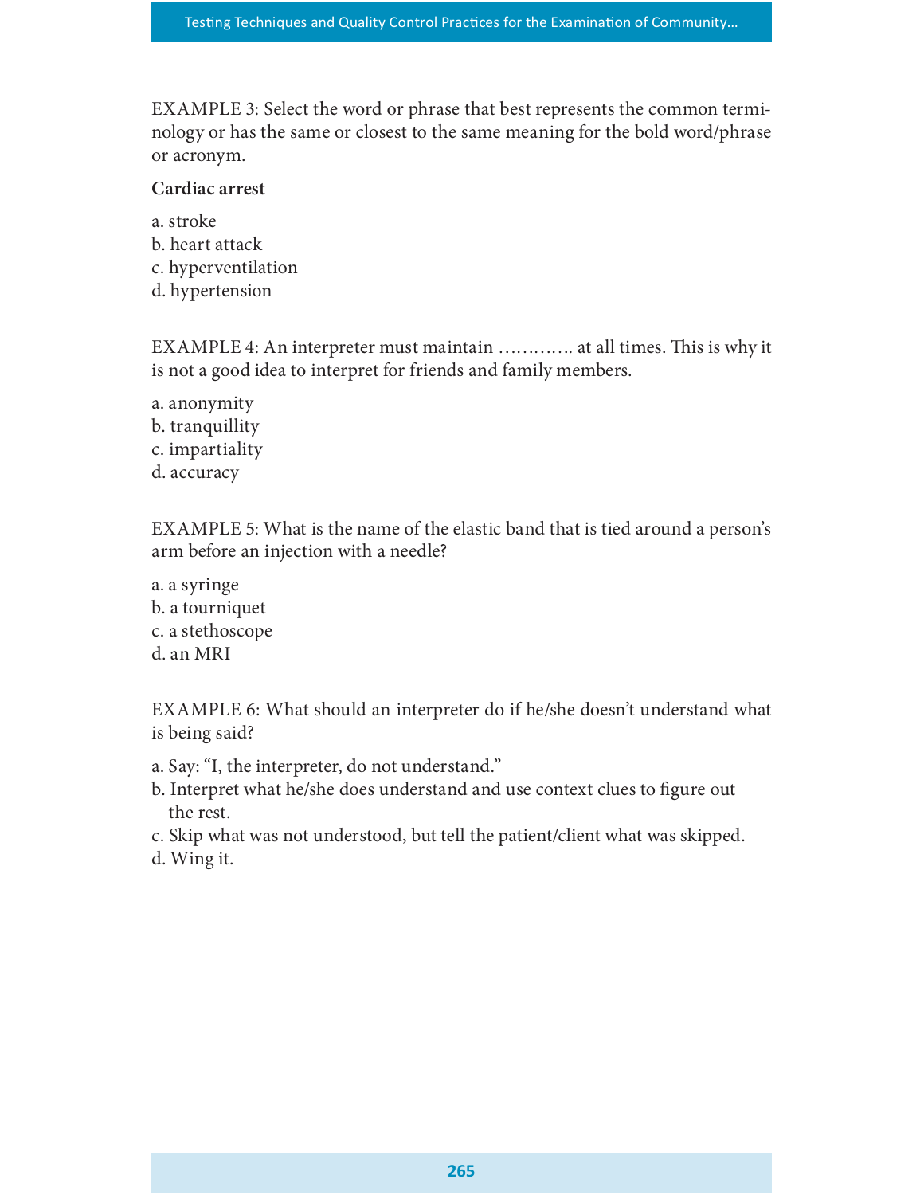EXAMPLE 3: Select the word or phrase that best represents the common terminology or has the same or closest to the same meaning for the bold word/phrase or acronym.

**Cardiac arrest**

a. stroke
b. heart attack
c. hyperventilation
d. hypertension

EXAMPLE 4: An interpreter must maintain ………… at all times. This is why it is not a good idea to interpret for friends and family members.

a. anonymity
b. tranquillity
c. impartiality
d. accuracy

EXAMPLE 5: What is the name of the elastic band that is tied around a person's arm before an injection with a needle?

a. a syringe
b. a tourniquet
c. a stethoscope
d. an MRI

EXAMPLE 6: What should an interpreter do if he/she doesn't understand what is being said?

a. Say: "I, the interpreter, do not understand."
b. Interpret what he/she does understand and use context clues to figure out the rest.
c. Skip what was not understood, but tell the patient/client what was skipped.
d. Wing it.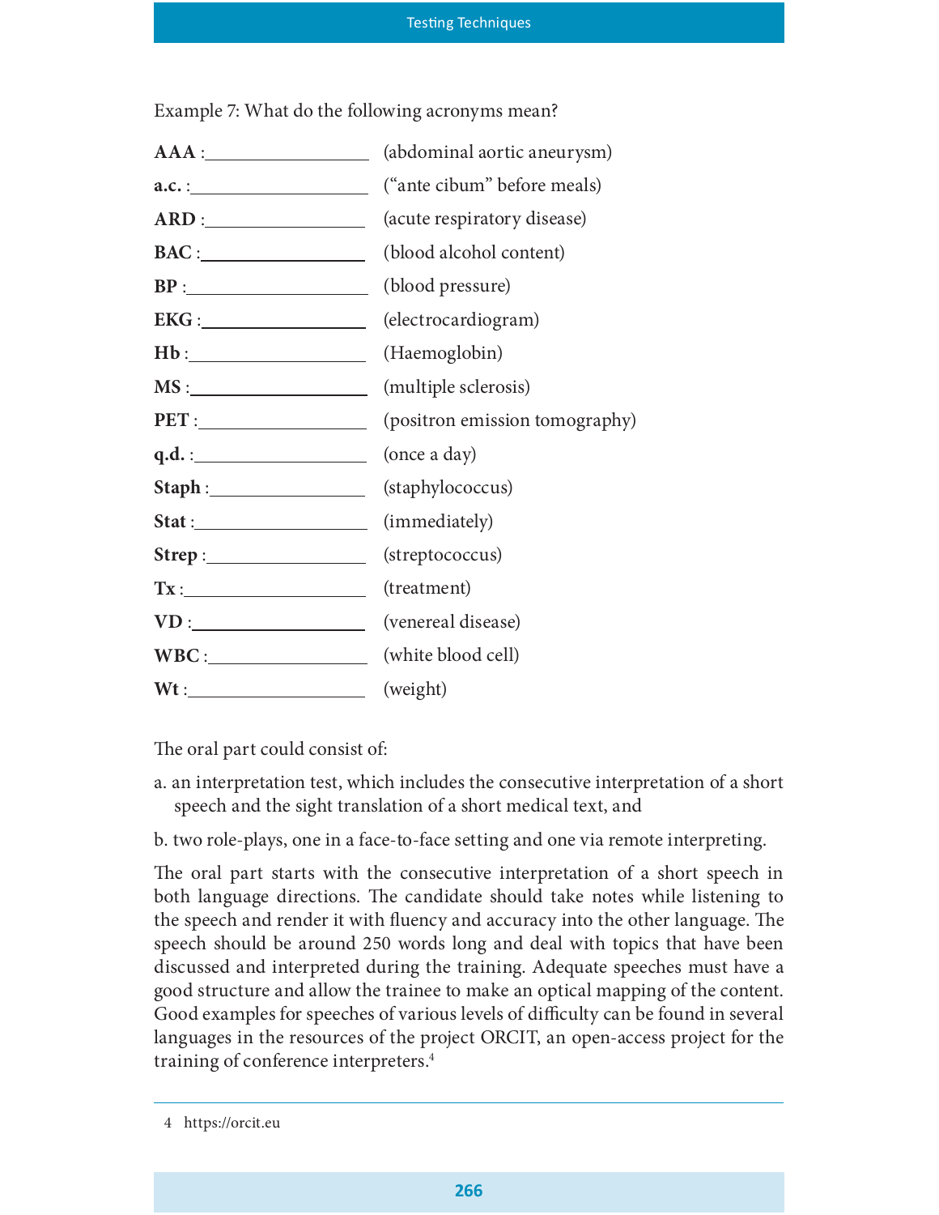Example 7: What do the following acronyms mean?

**AAA** :\_\_\_\_\_\_\_\_\_\_\_\_\_\_\_\_\_\_ (abdominal aortic aneurysm)

**a.c.** :\_\_\_\_\_\_\_\_\_\_\_\_\_\_\_\_\_\_ ("ante cibum" before meals)

**ARD** :\_\_\_\_\_\_\_\_\_\_\_\_\_\_\_\_\_\_ (acute respiratory disease)

**BAC** :\_\_\_\_\_\_\_\_\_\_\_\_\_\_\_\_\_\_ (blood alcohol content)

**BP** :\_\_\_\_\_\_\_\_\_\_\_\_\_\_\_\_\_\_ (blood pressure)

**EKG** :\_\_\_\_\_\_\_\_\_\_\_\_\_\_\_\_\_\_ (electrocardiogram)

**Hb** :\_\_\_\_\_\_\_\_\_\_\_\_\_\_\_\_\_\_ (Haemoglobin)

**MS** :\_\_\_\_\_\_\_\_\_\_\_\_\_\_\_\_\_\_ (multiple sclerosis)

**PET** :\_\_\_\_\_\_\_\_\_\_\_\_\_\_\_\_\_\_ (positron emission tomography)

**q.d.** :\_\_\_\_\_\_\_\_\_\_\_\_\_\_\_\_\_\_ (once a day)

**Staph** :\_\_\_\_\_\_\_\_\_\_\_\_\_\_\_\_\_\_ (staphylococcus)

**Stat** :\_\_\_\_\_\_\_\_\_\_\_\_\_\_\_\_\_\_ (immediately)

**Strep** :\_\_\_\_\_\_\_\_\_\_\_\_\_\_\_\_\_\_ (streptococcus)

**Tx** :\_\_\_\_\_\_\_\_\_\_\_\_\_\_\_\_\_\_ (treatment)

**VD** :\_\_\_\_\_\_\_\_\_\_\_\_\_\_\_\_\_\_ (venereal disease)

**WBC** :\_\_\_\_\_\_\_\_\_\_\_\_\_\_\_\_\_\_ (white blood cell)

**Wt** :\_\_\_\_\_\_\_\_\_\_\_\_\_\_\_\_\_\_ (weight)

The oral part could consist of:

a. an interpretation test, which includes the consecutive interpretation of a short speech and the sight translation of a short medical text, and

b. two role-plays, one in a face-to-face setting and one via remote interpreting.

The oral part starts with the consecutive interpretation of a short speech in both language directions. The candidate should take notes while listening to the speech and render it with fluency and accuracy into the other language. The speech should be around 250 words long and deal with topics that have been discussed and interpreted during the training. Adequate speeches must have a good structure and allow the trainee to make an optical mapping of the content. Good examples for speeches of various levels of difficulty can be found in several languages in the resources of the project ORCIT, an open-access project for the training of conference interpreters.[4]

---

4 https://orcit.eu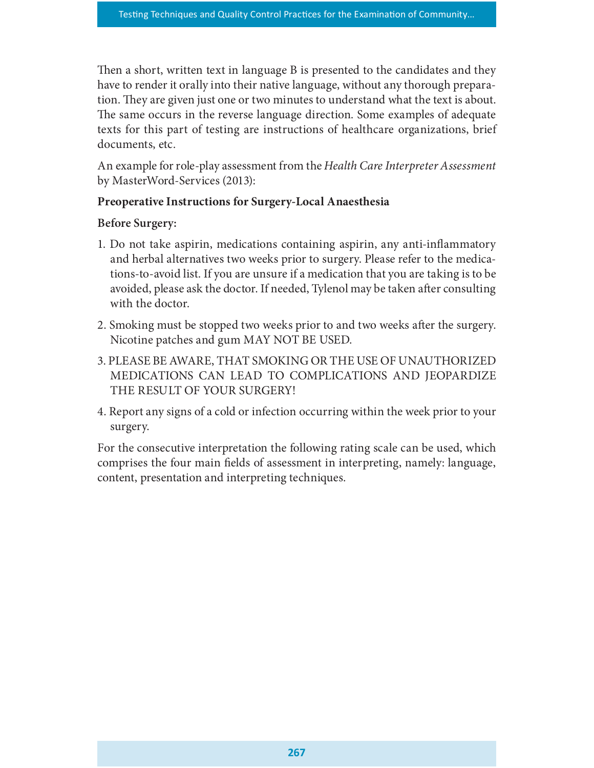Then a short, written text in language B is presented to the candidates and they have to render it orally into their native language, without any thorough preparation. They are given just one or two minutes to understand what the text is about. The same occurs in the reverse language direction. Some examples of adequate texts for this part of testing are instructions of healthcare organizations, brief documents, etc.

An example for role-play assessment from the *Health Care Interpreter Assessment* by MasterWord-Services (2013):

**Preoperative Instructions for Surgery-Local Anaesthesia**

**Before Surgery:**

1. Do not take aspirin, medications containing aspirin, any anti-inflammatory and herbal alternatives two weeks prior to surgery. Please refer to the medications-to-avoid list. If you are unsure if a medication that you are taking is to be avoided, please ask the doctor. If needed, Tylenol may be taken after consulting with the doctor.
2. Smoking must be stopped two weeks prior to and two weeks after the surgery. Nicotine patches and gum MAY NOT BE USED.
3. PLEASE BE AWARE, THAT SMOKING OR THE USE OF UNAUTHORIZED MEDICATIONS CAN LEAD TO COMPLICATIONS AND JEOPARDIZE THE RESULT OF YOUR SURGERY!
4. Report any signs of a cold or infection occurring within the week prior to your surgery.

For the consecutive interpretation the following rating scale can be used, which comprises the four main fields of assessment in interpreting, namely: language, content, presentation and interpreting techniques.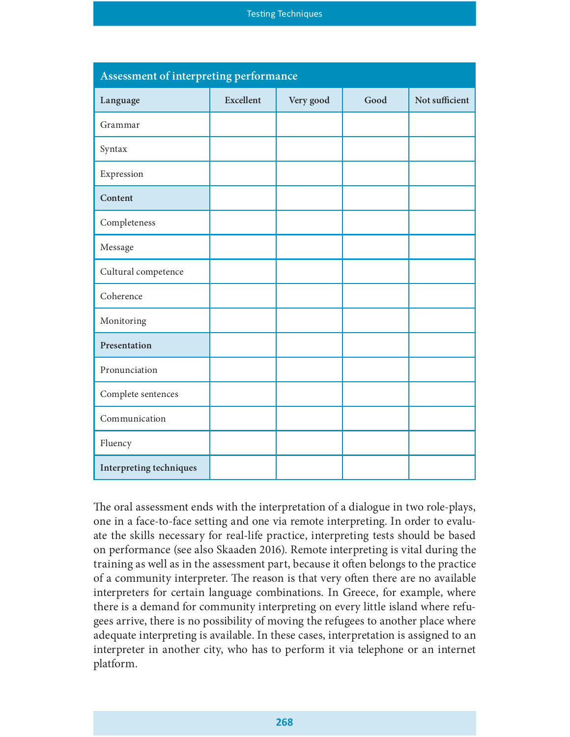| Assessment of interpreting performance | | | | |
|---|---|---|---|---|
| **Language** | **Excellent** | **Very good** | **Good** | **Not sufficient** |
| Grammar | | | | |
| Syntax | | | | |
| Expression | | | | |
| **Content** | | | | |
| Completeness | | | | |
| Message | | | | |
| Cultural competence | | | | |
| Coherence | | | | |
| Monitoring | | | | |
| **Presentation** | | | | |
| Pronunciation | | | | |
| Complete sentences | | | | |
| Communication | | | | |
| Fluency | | | | |
| **Interpreting techniques** | | | | |

The oral assessment ends with the interpretation of a dialogue in two role-plays, one in a face-to-face setting and one via remote interpreting. In order to evaluate the skills necessary for real-life practice, interpreting tests should be based on performance (see also Skaaden 2016). Remote interpreting is vital during the training as well as in the assessment part, because it often belongs to the practice of a community interpreter. The reason is that very often there are no available interpreters for certain language combinations. In Greece, for example, where there is a demand for community interpreting on every little island where refugees arrive, there is no possibility of moving the refugees to another place where adequate interpreting is available. In these cases, interpretation is assigned to an interpreter in another city, who has to perform it via telephone or an internet platform.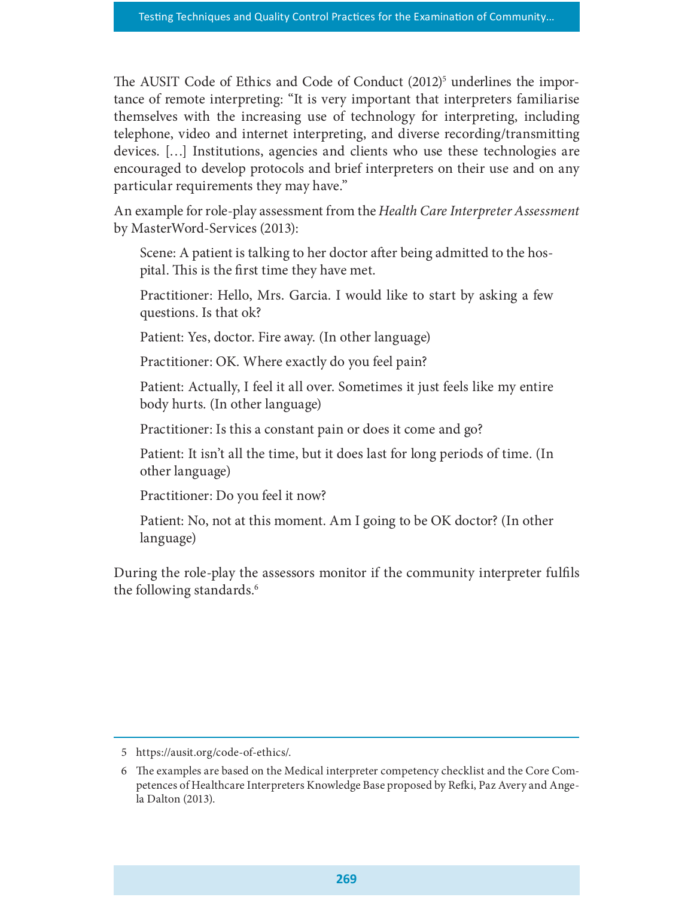The AUSIT Code of Ethics and Code of Conduct (2012)[5] underlines the importance of remote interpreting: "It is very important that interpreters familiarise themselves with the increasing use of technology for interpreting, including telephone, video and internet interpreting, and diverse recording/transmitting devices. [...] Institutions, agencies and clients who use these technologies are encouraged to develop protocols and brief interpreters on their use and on any particular requirements they may have."

An example for role-play assessment from the *Health Care Interpreter Assessment* by MasterWord-Services (2013):

> Scene: A patient is talking to her doctor after being admitted to the hospital. This is the first time they have met.
>
> Practitioner: Hello, Mrs. Garcia. I would like to start by asking a few questions. Is that ok?
>
> Patient: Yes, doctor. Fire away. (In other language)
>
> Practitioner: OK. Where exactly do you feel pain?
>
> Patient: Actually, I feel it all over. Sometimes it just feels like my entire body hurts. (In other language)
>
> Practitioner: Is this a constant pain or does it come and go?
>
> Patient: It isn't all the time, but it does last for long periods of time. (In other language)
>
> Practitioner: Do you feel it now?
>
> Patient: No, not at this moment. Am I going to be OK doctor? (In other language)

During the role-play the assessors monitor if the community interpreter fulfils the following standards.[6]

---

5 https://ausit.org/code-of-ethics/.

6 The examples are based on the Medical interpreter competency checklist and the Core Competences of Healthcare Interpreters Knowledge Base proposed by Refki, Paz Avery and Angela Dalton (2013).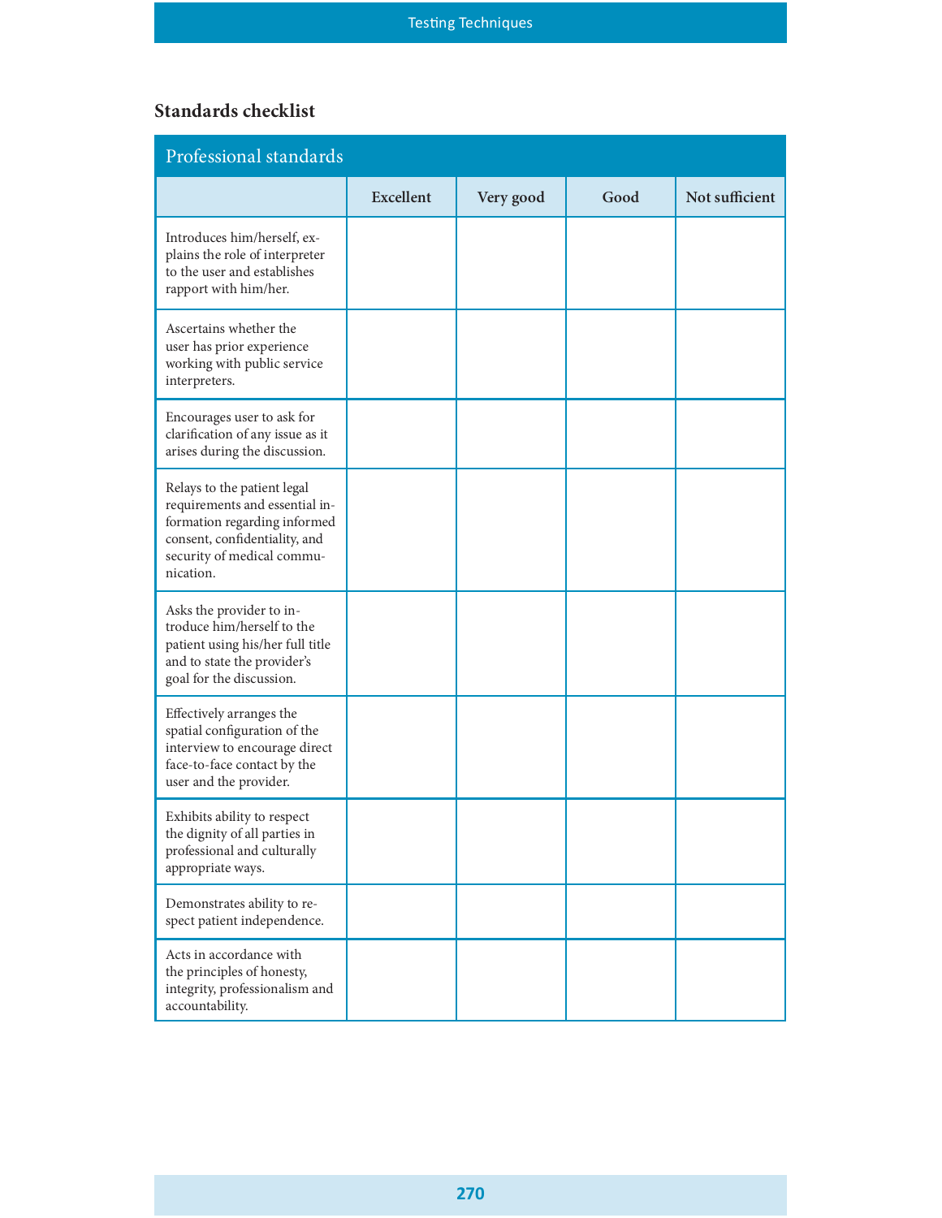## Standards checklist

| Professional standards | | | | |
|---|---|---|---|---|
| | Excellent | Very good | Good | Not sufficient |
| Introduces him/herself, explains the role of interpreter to the user and establishes rapport with him/her. | | | | |
| Ascertains whether the user has prior experience working with public service interpreters. | | | | |
| Encourages user to ask for clarification of any issue as it arises during the discussion. | | | | |
| Relays to the patient legal requirements and essential information regarding informed consent, confidentiality, and security of medical communication. | | | | |
| Asks the provider to introduce him/herself to the patient using his/her full title and to state the provider's goal for the discussion. | | | | |
| Effectively arranges the spatial configuration of the interview to encourage direct face-to-face contact by the user and the provider. | | | | |
| Exhibits ability to respect the dignity of all parties in professional and culturally appropriate ways. | | | | |
| Demonstrates ability to respect patient independence. | | | | |
| Acts in accordance with the principles of honesty, integrity, professionalism and accountability. | | | | |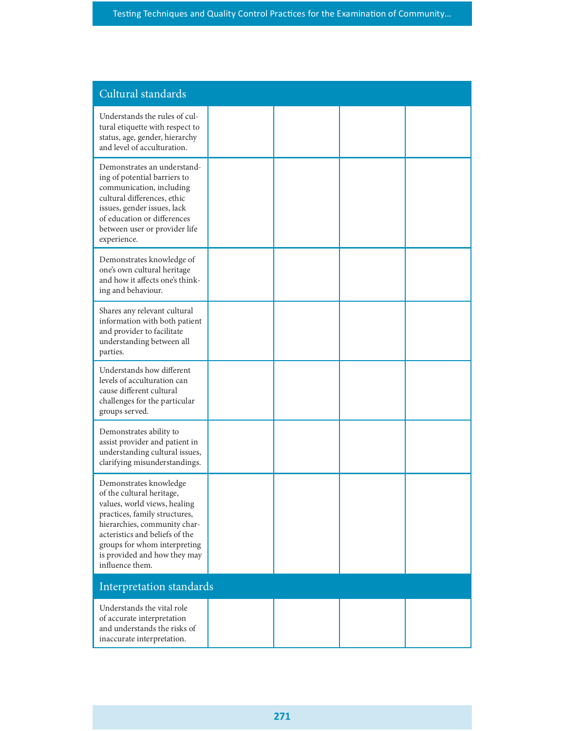| Cultural standards | | | | |
|---|---|---|---|---|
| Understands the rules of cultural etiquette with respect to status, age, gender, hierarchy and level of acculturation. | | | | |
| Demonstrates an understanding of potential barriers to communication, including cultural differences, ethic issues, gender issues, lack of education or differences between user or provider life experience. | | | | |
| Demonstrates knowledge of one's own cultural heritage and how it affects one's thinking and behaviour. | | | | |
| Shares any relevant cultural information with both patient and provider to facilitate understanding between all parties. | | | | |
| Understands how different levels of acculturation can cause different cultural challenges for the particular groups served. | | | | |
| Demonstrates ability to assist provider and patient in understanding cultural issues, clarifying misunderstandings. | | | | |
| Demonstrates knowledge of the cultural heritage, values, world views, healing practices, family structures, hierarchies, community characteristics and beliefs of the groups for whom interpreting is provided and how they may influence them. | | | | |
| **Interpretation standards** | | | | |
| Understands the vital role of accurate interpretation and understands the risks of inaccurate interpretation. | | | | |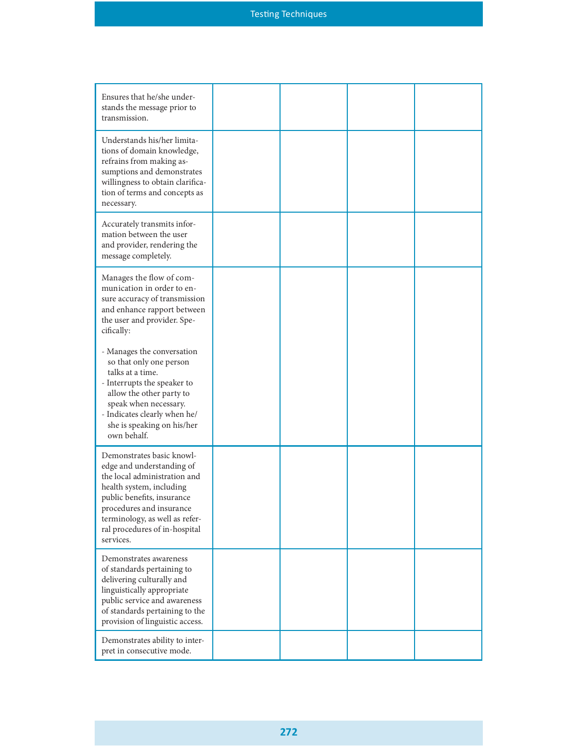| | | | | |
|---|---|---|---|---|
| Ensures that he/she understands the message prior to transmission. | | | | |
| Understands his/her limitations of domain knowledge, refrains from making assumptions and demonstrates willingness to obtain clarification of terms and concepts as necessary. | | | | |
| Accurately transmits information between the user and provider, rendering the message completely. | | | | |
| Manages the flow of communication in order to ensure accuracy of transmission and enhance rapport between the user and provider. Specifically:<br><br>- Manages the conversation so that only one person talks at a time.<br>- Interrupts the speaker to allow the other party to speak when necessary.<br>- Indicates clearly when he/she is speaking on his/her own behalf. | | | | |
| Demonstrates basic knowledge and understanding of the local administration and health system, including public benefits, insurance procedures and insurance terminology, as well as referral procedures of in-hospital services. | | | | |
| Demonstrates awareness of standards pertaining to delivering culturally and linguistically appropriate public service and awareness of standards pertaining to the provision of linguistic access. | | | | |
| Demonstrates ability to interpret in consecutive mode. | | | | |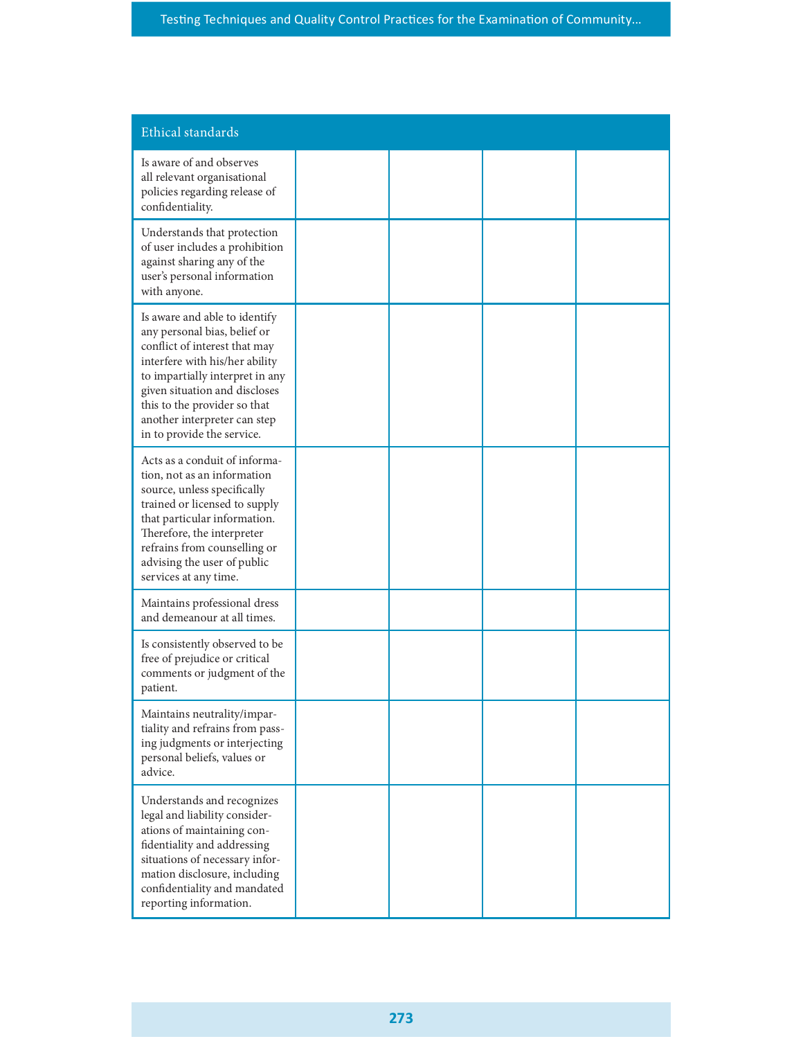| Ethical standards | | | | |
|---|---|---|---|---|
| Is aware of and observes all relevant organisational policies regarding release of confidentiality. | | | | |
| Understands that protection of user includes a prohibition against sharing any of the user's personal information with anyone. | | | | |
| Is aware and able to identify any personal bias, belief or conflict of interest that may interfere with his/her ability to impartially interpret in any given situation and discloses this to the provider so that another interpreter can step in to provide the service. | | | | |
| Acts as a conduit of information, not as an information source, unless specifically trained or licensed to supply that particular information. Therefore, the interpreter refrains from counselling or advising the user of public services at any time. | | | | |
| Maintains professional dress and demeanour at all times. | | | | |
| Is consistently observed to be free of prejudice or critical comments or judgment of the patient. | | | | |
| Maintains neutrality/impartiality and refrains from passing judgments or interjecting personal beliefs, values or advice. | | | | |
| Understands and recognizes legal and liability considerations of maintaining confidentiality and addressing situations of necessary information disclosure, including confidentiality and mandated reporting information. | | | | |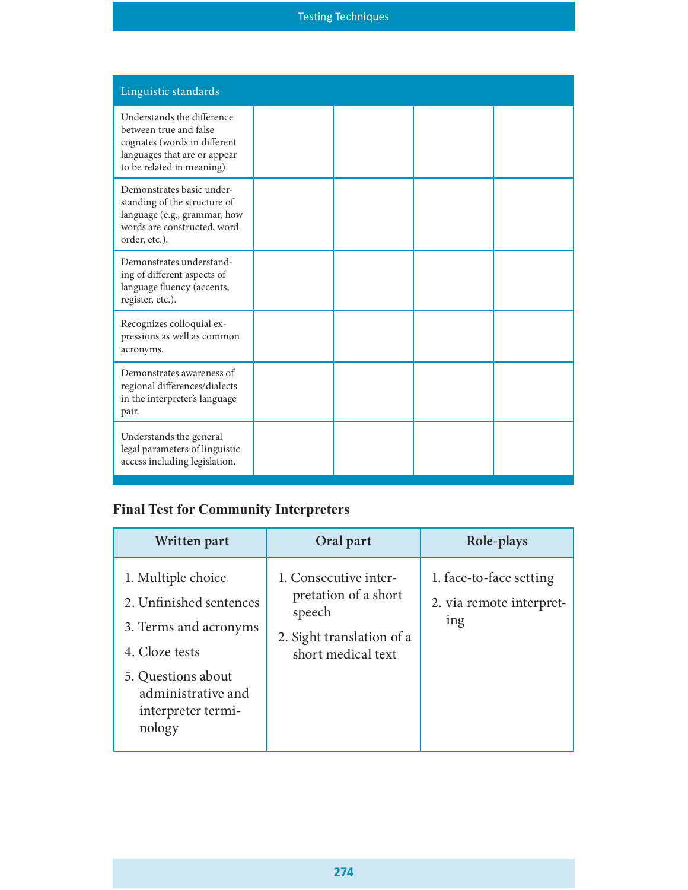| Linguistic standards | | | | |
|---|---|---|---|---|
| Understands the difference between true and false cognates (words in different languages that are or appear to be related in meaning). | | | | |
| Demonstrates basic understanding of the structure of language (e.g., grammar, how words are constructed, word order, etc.). | | | | |
| Demonstrates understanding of different aspects of language fluency (accents, register, etc.). | | | | |
| Recognizes colloquial expressions as well as common acronyms. | | | | |
| Demonstrates awareness of regional differences/dialects in the interpreter's language pair. | | | | |
| Understands the general legal parameters of linguistic access including legislation. | | | | |

## Final Test for Community Interpreters

| Written part | Oral part | Role-plays |
|---|---|---|
| 1. Multiple choice<br>2. Unfinished sentences<br>3. Terms and acronyms<br>4. Cloze tests<br>5. Questions about administrative and interpreter terminology | 1. Consecutive interpretation of a short speech<br>2. Sight translation of a short medical text | 1. face-to-face setting<br>2. via remote interpreting |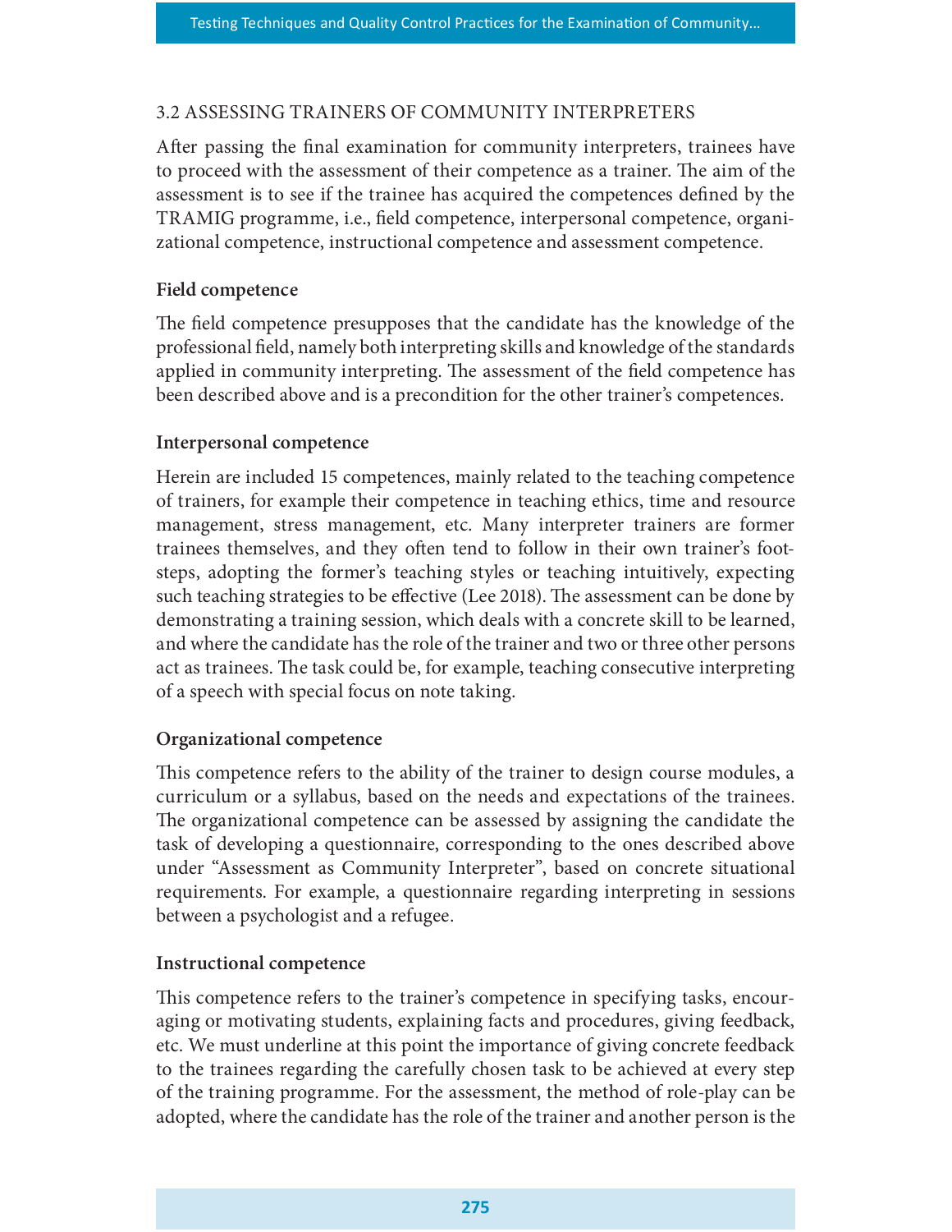## 3.2 ASSESSING TRAINERS OF COMMUNITY INTERPRETERS

After passing the final examination for community interpreters, trainees have to proceed with the assessment of their competence as a trainer. The aim of the assessment is to see if the trainee has acquired the competences defined by the TRAMIG programme, i.e., field competence, interpersonal competence, organizational competence, instructional competence and assessment competence.

### Field competence

The field competence presupposes that the candidate has the knowledge of the professional field, namely both interpreting skills and knowledge of the standards applied in community interpreting. The assessment of the field competence has been described above and is a precondition for the other trainer's competences.

### Interpersonal competence

Herein are included 15 competences, mainly related to the teaching competence of trainers, for example their competence in teaching ethics, time and resource management, stress management, etc. Many interpreter trainers are former trainees themselves, and they often tend to follow in their own trainer's footsteps, adopting the former's teaching styles or teaching intuitively, expecting such teaching strategies to be effective (Lee 2018). The assessment can be done by demonstrating a training session, which deals with a concrete skill to be learned, and where the candidate has the role of the trainer and two or three other persons act as trainees. The task could be, for example, teaching consecutive interpreting of a speech with special focus on note taking.

### Organizational competence

This competence refers to the ability of the trainer to design course modules, a curriculum or a syllabus, based on the needs and expectations of the trainees. The organizational competence can be assessed by assigning the candidate the task of developing a questionnaire, corresponding to the ones described above under "Assessment as Community Interpreter", based on concrete situational requirements. For example, a questionnaire regarding interpreting in sessions between a psychologist and a refugee.

### Instructional competence

This competence refers to the trainer's competence in specifying tasks, encouraging or motivating students, explaining facts and procedures, giving feedback, etc. We must underline at this point the importance of giving concrete feedback to the trainees regarding the carefully chosen task to be achieved at every step of the training programme. For the assessment, the method of role-play can be adopted, where the candidate has the role of the trainer and another person is the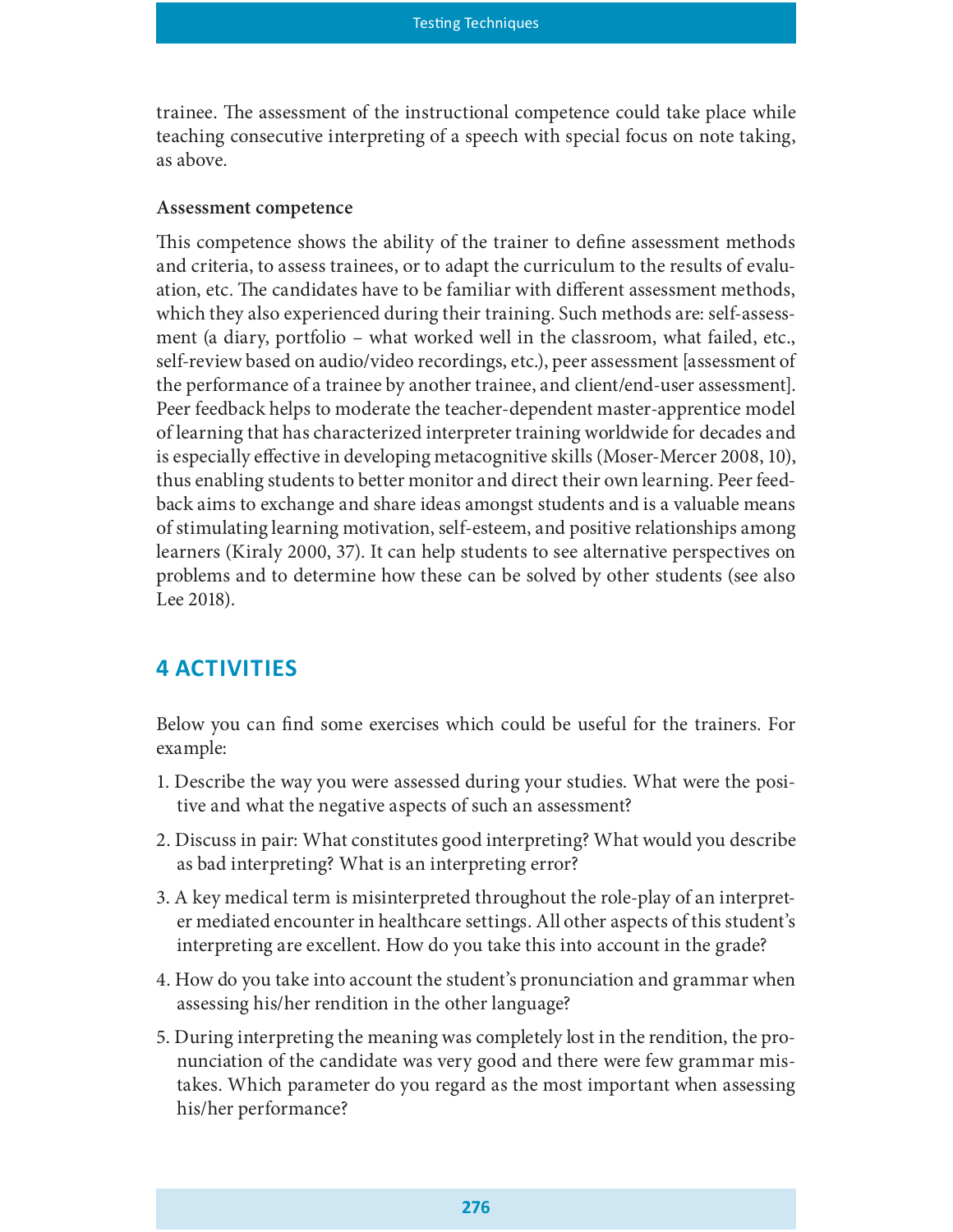trainee. The assessment of the instructional competence could take place while teaching consecutive interpreting of a speech with special focus on note taking, as above.

**Assessment competence**

This competence shows the ability of the trainer to define assessment methods and criteria, to assess trainees, or to adapt the curriculum to the results of evaluation, etc. The candidates have to be familiar with different assessment methods, which they also experienced during their training. Such methods are: self-assessment (a diary, portfolio – what worked well in the classroom, what failed, etc., self-review based on audio/video recordings, etc.), peer assessment [assessment of the performance of a trainee by another trainee, and client/end-user assessment]. Peer feedback helps to moderate the teacher-dependent master-apprentice model of learning that has characterized interpreter training worldwide for decades and is especially effective in developing metacognitive skills (Moser-Mercer 2008, 10), thus enabling students to better monitor and direct their own learning. Peer feedback aims to exchange and share ideas amongst students and is a valuable means of stimulating learning motivation, self-esteem, and positive relationships among learners (Kiraly 2000, 37). It can help students to see alternative perspectives on problems and to determine how these can be solved by other students (see also Lee 2018).

## 4 ACTIVITIES

Below you can find some exercises which could be useful for the trainers. For example:

1. Describe the way you were assessed during your studies. What were the positive and what the negative aspects of such an assessment?
2. Discuss in pair: What constitutes good interpreting? What would you describe as bad interpreting? What is an interpreting error?
3. A key medical term is misinterpreted throughout the role-play of an interpreter mediated encounter in healthcare settings. All other aspects of this student's interpreting are excellent. How do you take this into account in the grade?
4. How do you take into account the student's pronunciation and grammar when assessing his/her rendition in the other language?
5. During interpreting the meaning was completely lost in the rendition, the pronunciation of the candidate was very good and there were few grammar mistakes. Which parameter do you regard as the most important when assessing his/her performance?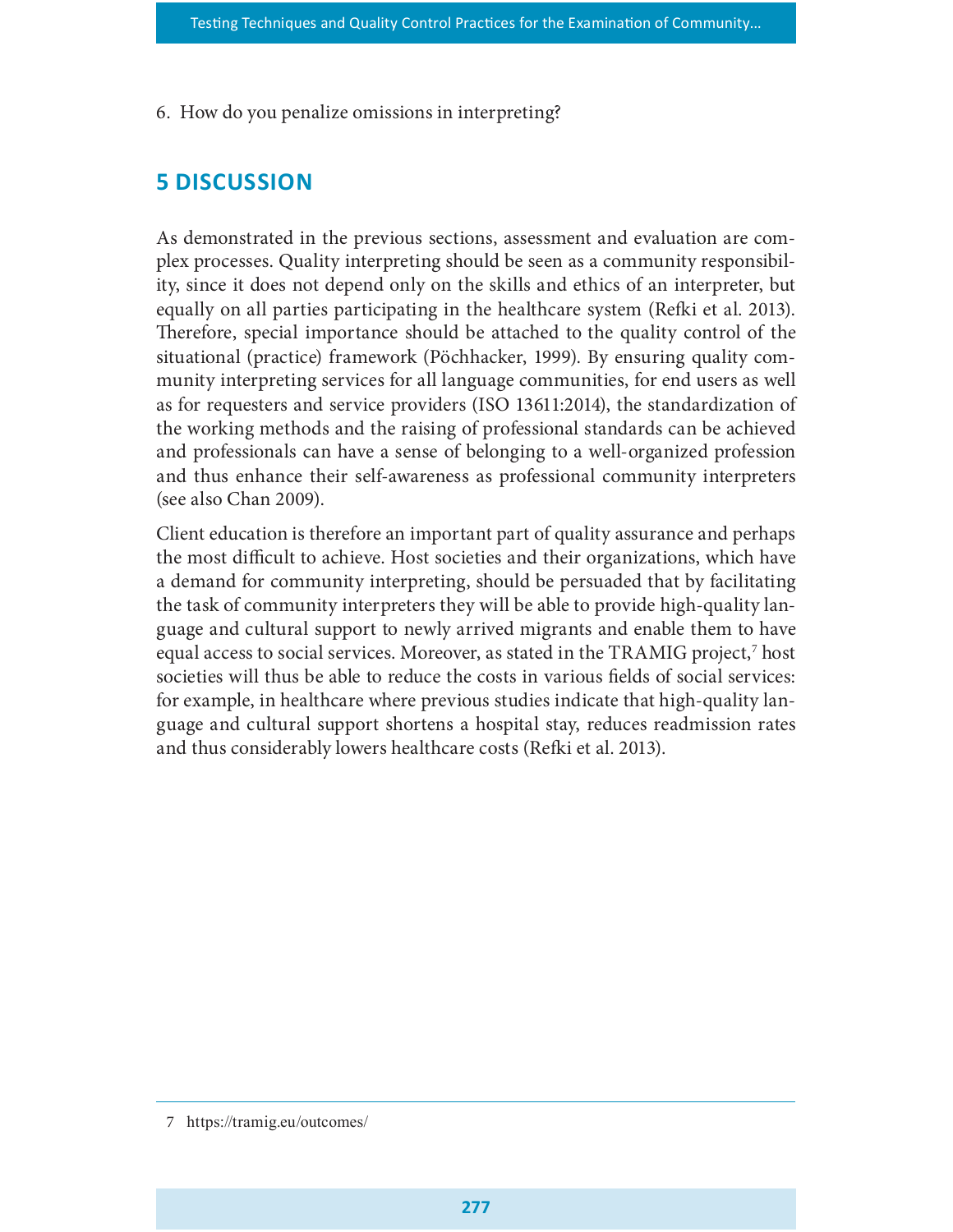6. How do you penalize omissions in interpreting?

## 5 DISCUSSION

As demonstrated in the previous sections, assessment and evaluation are complex processes. Quality interpreting should be seen as a community responsibility, since it does not depend only on the skills and ethics of an interpreter, but equally on all parties participating in the healthcare system (Refki et al. 2013). Therefore, special importance should be attached to the quality control of the situational (practice) framework (Pöchhacker, 1999). By ensuring quality community interpreting services for all language communities, for end users as well as for requesters and service providers (ISO 13611:2014), the standardization of the working methods and the raising of professional standards can be achieved and professionals can have a sense of belonging to a well-organized profession and thus enhance their self-awareness as professional community interpreters (see also Chan 2009).

Client education is therefore an important part of quality assurance and perhaps the most difficult to achieve. Host societies and their organizations, which have a demand for community interpreting, should be persuaded that by facilitating the task of community interpreters they will be able to provide high-quality language and cultural support to newly arrived migrants and enable them to have equal access to social services. Moreover, as stated in the TRAMIG project,[7] host societies will thus be able to reduce the costs in various fields of social services: for example, in healthcare where previous studies indicate that high-quality language and cultural support shortens a hospital stay, reduces readmission rates and thus considerably lowers healthcare costs (Refki et al. 2013).

7 https://tramig.eu/outcomes/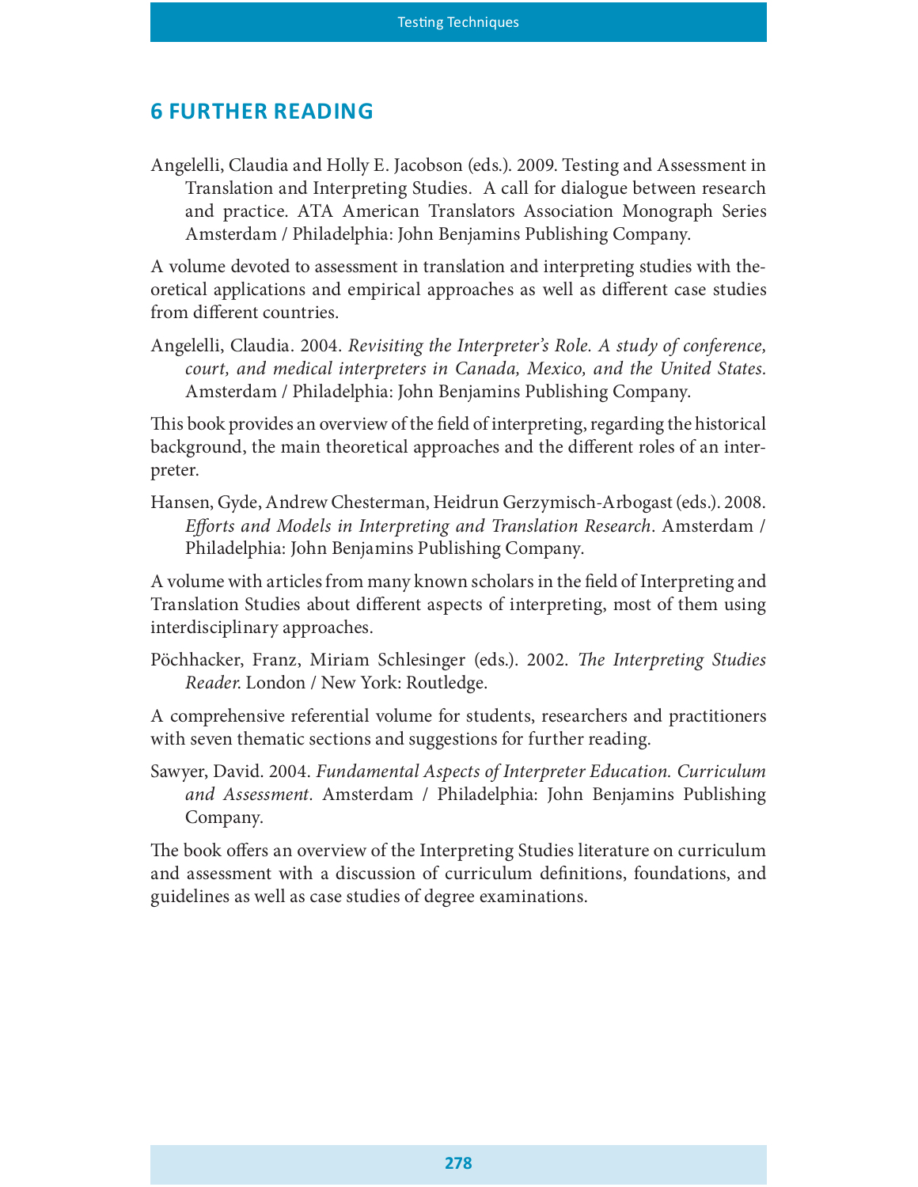## 6 FURTHER READING

Angelelli, Claudia and Holly E. Jacobson (eds.). 2009. Testing and Assessment in Translation and Interpreting Studies. A call for dialogue between research and practice. ATA American Translators Association Monograph Series Amsterdam / Philadelphia: John Benjamins Publishing Company.

A volume devoted to assessment in translation and interpreting studies with theoretical applications and empirical approaches as well as different case studies from different countries.

Angelelli, Claudia. 2004. *Revisiting the Interpreter's Role. A study of conference, court, and medical interpreters in Canada, Mexico, and the United States.* Amsterdam / Philadelphia: John Benjamins Publishing Company.

This book provides an overview of the field of interpreting, regarding the historical background, the main theoretical approaches and the different roles of an interpreter.

Hansen, Gyde, Andrew Chesterman, Heidrun Gerzymisch-Arbogast (eds.). 2008. *Efforts and Models in Interpreting and Translation Research*. Amsterdam / Philadelphia: John Benjamins Publishing Company.

A volume with articles from many known scholars in the field of Interpreting and Translation Studies about different aspects of interpreting, most of them using interdisciplinary approaches.

Pöchhacker, Franz, Miriam Schlesinger (eds.). 2002. *The Interpreting Studies Reader*. London / New York: Routledge.

A comprehensive referential volume for students, researchers and practitioners with seven thematic sections and suggestions for further reading.

Sawyer, David. 2004. *Fundamental Aspects of Interpreter Education. Curriculum and Assessment*. Amsterdam / Philadelphia: John Benjamins Publishing Company.

The book offers an overview of the Interpreting Studies literature on curriculum and assessment with a discussion of curriculum definitions, foundations, and guidelines as well as case studies of degree examinations.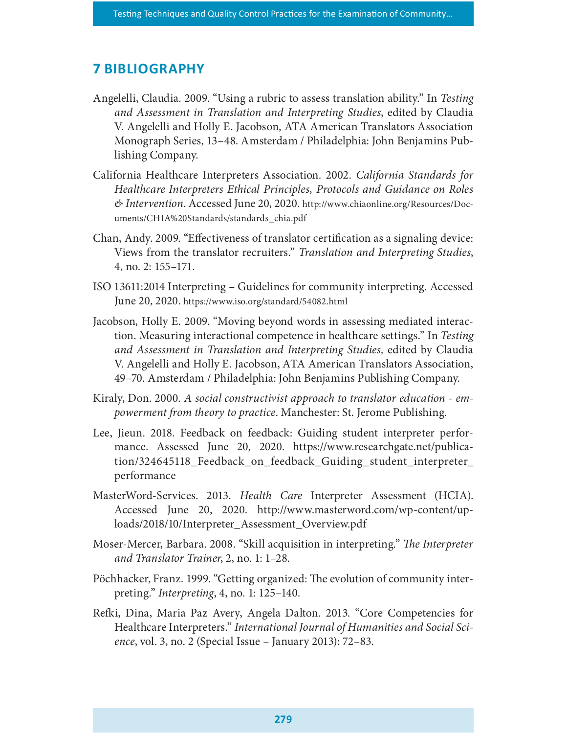## 7 BIBLIOGRAPHY

Angelelli, Claudia. 2009. "Using a rubric to assess translation ability." In *Testing and Assessment in Translation and Interpreting Studies*, edited by Claudia V. Angelelli and Holly E. Jacobson, ATA American Translators Association Monograph Series, 13–48. Amsterdam / Philadelphia: John Benjamins Publishing Company.

California Healthcare Interpreters Association. 2002. *California Standards for Healthcare Interpreters Ethical Principles, Protocols and Guidance on Roles & Intervention*. Accessed June 20, 2020. http://www.chiaonline.org/Resources/Documents/CHIA%20Standards/standards_chia.pdf

Chan, Andy. 2009. "Effectiveness of translator certification as a signaling device: Views from the translator recruiters." *Translation and Interpreting Studies*, 4, no. 2: 155–171.

ISO 13611:2014 Interpreting – Guidelines for community interpreting. Accessed June 20, 2020. https://www.iso.org/standard/54082.html

Jacobson, Holly E. 2009. "Moving beyond words in assessing mediated interaction. Measuring interactional competence in healthcare settings." In *Testing and Assessment in Translation and Interpreting Studies,* edited by Claudia V. Angelelli and Holly E. Jacobson, ATA American Translators Association, 49–70. Amsterdam / Philadelphia: John Benjamins Publishing Company.

Kiraly, Don. 2000. *A social constructivist approach to translator education - empowerment from theory to practice*. Manchester: St. Jerome Publishing.

Lee, Jieun. 2018. Feedback on feedback: Guiding student interpreter performance. Assessed June 20, 2020. https://www.researchgate.net/publication/324645118_Feedback_on_feedback_Guiding_student_interpreter_performance

MasterWord-Services. 2013. *Health Care* Interpreter Assessment (HCIA). Accessed June 20, 2020. http://www.masterword.com/wp-content/uploads/2018/10/Interpreter_Assessment_Overview.pdf

Moser-Mercer, Barbara. 2008. "Skill acquisition in interpreting." *The Interpreter and Translator Trainer*, 2, no. 1: 1–28.

Pöchhacker, Franz. 1999. "Getting organized: The evolution of community interpreting." *Interpreting*, 4, no. 1: 125–140.

Refki, Dina, Maria Paz Avery, Angela Dalton. 2013. "Core Competencies for Healthcare Interpreters." *International Journal of Humanities and Social Science*, vol. 3, no. 2 (Special Issue – January 2013): 72–83.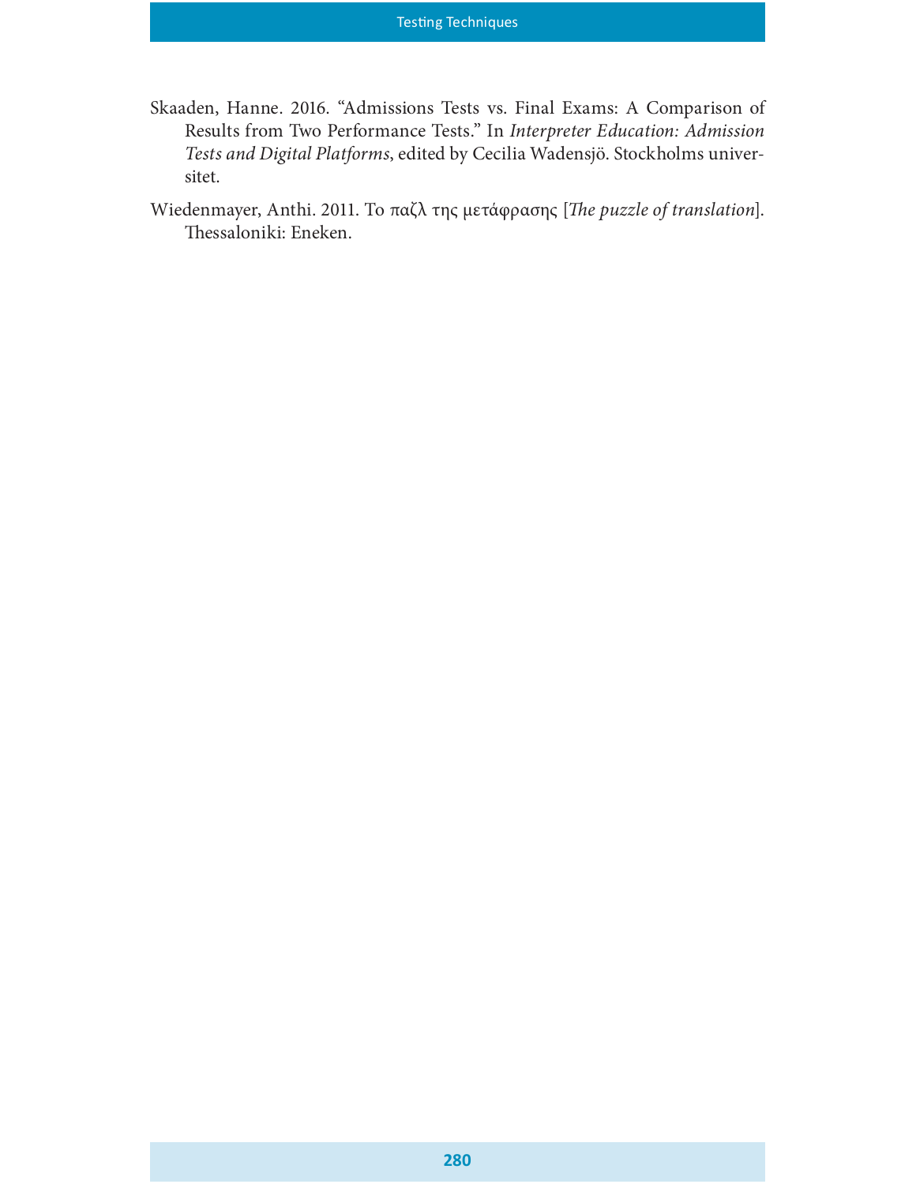Skaaden, Hanne. 2016. "Admissions Tests vs. Final Exams: A Comparison of Results from Two Performance Tests." In *Interpreter Education: Admission Tests and Digital Platforms*, edited by Cecilia Wadensjö. Stockholms universitet.

Wiedenmayer, Anthi. 2011. Το παζλ της μετάφρασης [*The puzzle of translation*]. Thessaloniki: Eneken.